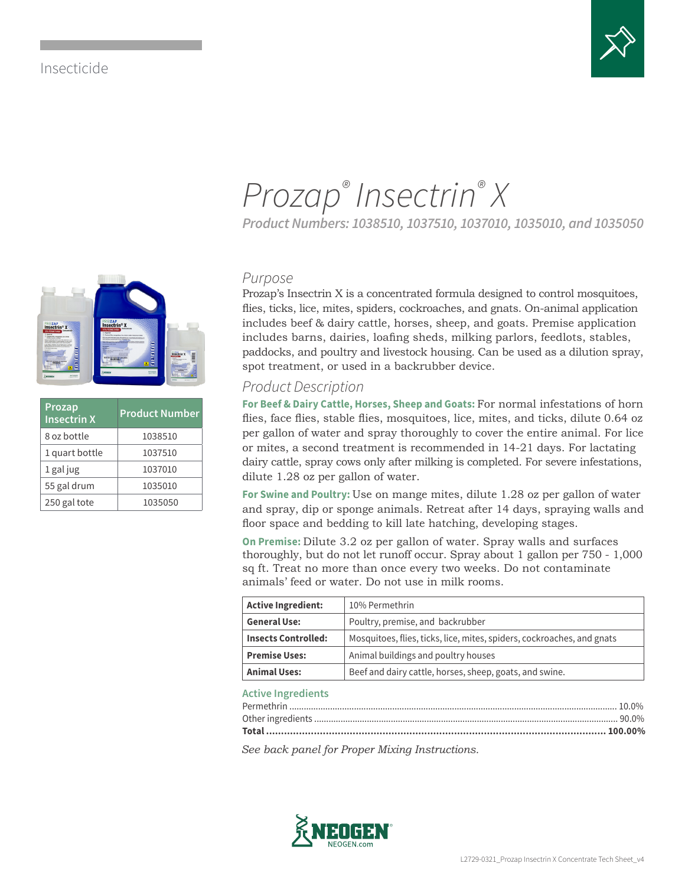Insecticide

# Prozap® Insectrin® X

*Product Numbers: 1038510, 1037510, 1037010, 1035010, and 1035050*

| Prozap Insectrin X | Product Number |
|---|---|
| 8 oz bottle | 1038510 |
| 1 quart bottle | 1037510 |
| 1 gal jug | 1037010 |
| 55 gal drum | 1035010 |
| 250 gal tote | 1035050 |

## Purpose

Prozap's Insectrin X is a concentrated formula designed to control mosquitoes, flies, ticks, lice, mites, spiders, cockroaches, and gnats. On-animal application includes beef & dairy cattle, horses, sheep, and goats. Premise application includes barns, dairies, loafing sheds, milking parlors, feedlots, stables, paddocks, and poultry and livestock housing. Can be used as a dilution spray, spot treatment, or used in a backrubber device.

## Product Description

**For Beef & Dairy Cattle, Horses, Sheep and Goats:** For normal infestations of horn flies, face flies, stable flies, mosquitoes, lice, mites, and ticks, dilute 0.64 oz per gallon of water and spray thoroughly to cover the entire animal. For lice or mites, a second treatment is recommended in 14-21 days. For lactating dairy cattle, spray cows only after milking is completed. For severe infestations, dilute 1.28 oz per gallon of water.

**For Swine and Poultry:** Use on mange mites, dilute 1.28 oz per gallon of water and spray, dip or sponge animals. Retreat after 14 days, spraying walls and floor space and bedding to kill late hatching, developing stages.

**On Premise:** Dilute 3.2 oz per gallon of water. Spray walls and surfaces thoroughly, but do not let runoff occur. Spray about 1 gallon per 750 - 1,000 sq ft. Treat no more than once every two weeks. Do not contaminate animals' feed or water. Do not use in milk rooms.

| | |
|---|---|
| **Active Ingredient:** | 10% Permethrin |
| **General Use:** | Poultry, premise, and backrubber |
| **Insects Controlled:** | Mosquitoes, flies, ticks, lice, mites, spiders, cockroaches, and gnats |
| **Premise Uses:** | Animal buildings and poultry houses |
| **Animal Uses:** | Beef and dairy cattle, horses, sheep, goats, and swine. |

### Active Ingredients

Permethrin .......... 10.0%
Other ingredients .......... 90.0%
**Total .......... 100.00%**

*See back panel for Proper Mixing Instructions.*

NEOGEN®
NEOGEN.com

L2729-0321_Prozap Insectrin X Concentrate Tech Sheet_v4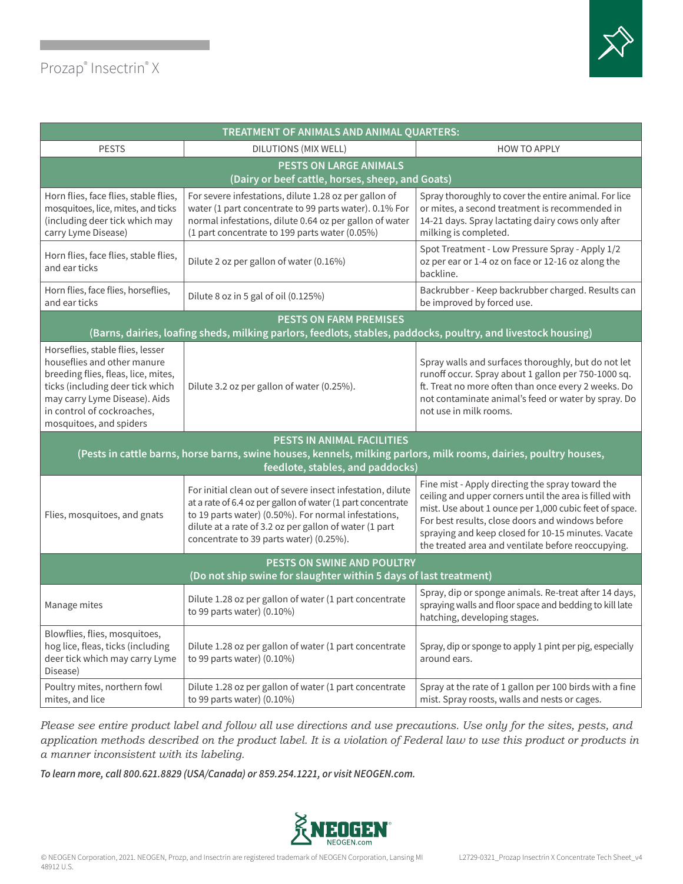Prozap® Insectrin® X

| TREATMENT OF ANIMALS AND ANIMAL QUARTERS: | | |
|---|---|---|
| PESTS | DILUTIONS (MIX WELL) | HOW TO APPLY |
| **PESTS ON LARGE ANIMALS (Dairy or beef cattle, horses, sheep, and Goats)** | | |
| Horn flies, face flies, stable flies, mosquitoes, lice, mites, and ticks (including deer tick which may carry Lyme Disease) | For severe infestations, dilute 1.28 oz per gallon of water (1 part concentrate to 99 parts water). 0.1% For normal infestations, dilute 0.64 oz per gallon of water (1 part concentrate to 199 parts water (0.05%) | Spray thoroughly to cover the entire animal. For lice or mites, a second treatment is recommended in 14-21 days. Spray lactating dairy cows only after milking is completed. |
| Horn flies, face flies, stable flies, and ear ticks | Dilute 2 oz per gallon of water (0.16%) | Spot Treatment - Low Pressure Spray - Apply 1/2 oz per ear or 1-4 oz on face or 12-16 oz along the backline. |
| Horn flies, face flies, horseflies, and ear ticks | Dilute 8 oz in 5 gal of oil (0.125%) | Backrubber - Keep backrubber charged. Results can be improved by forced use. |
| **PESTS ON FARM PREMISES (Barns, dairies, loafing sheds, milking parlors, feedlots, stables, paddocks, poultry, and livestock housing)** | | |
| Horseflies, stable flies, lesser houseflies and other manure breeding flies, fleas, lice, mites, ticks (including deer tick which may carry Lyme Disease). Aids in control of cockroaches, mosquitoes, and spiders | Dilute 3.2 oz per gallon of water (0.25%). | Spray walls and surfaces thoroughly, but do not let runoff occur. Spray about 1 gallon per 750-1000 sq. ft. Treat no more often than once every 2 weeks. Do not contaminate animal's feed or water by spray. Do not use in milk rooms. |
| **PESTS IN ANIMAL FACILITIES (Pests in cattle barns, horse barns, swine houses, kennels, milking parlors, milk rooms, dairies, poultry houses, feedlote, stables, and paddocks)** | | |
| Flies, mosquitoes, and gnats | For initial clean out of severe insect infestation, dilute at a rate of 6.4 oz per gallon of water (1 part concentrate to 19 parts water) (0.50%). For normal infestations, dilute at a rate of 3.2 oz per gallon of water (1 part concentrate to 39 parts water) (0.25%). | Fine mist - Apply directing the spray toward the ceiling and upper corners until the area is filled with mist. Use about 1 ounce per 1,000 cubic feet of space. For best results, close doors and windows before spraying and keep closed for 10-15 minutes. Vacate the treated area and ventilate before reoccupying. |
| **PESTS ON SWINE AND POULTRY (Do not ship swine for slaughter within 5 days of last treatment)** | | |
| Manage mites | Dilute 1.28 oz per gallon of water (1 part concentrate to 99 parts water) (0.10%) | Spray, dip or sponge animals. Re-treat after 14 days, spraying walls and floor space and bedding to kill late hatching, developing stages. |
| Blowflies, flies, mosquitoes, hog lice, fleas, ticks (including deer tick which may carry Lyme Disease) | Dilute 1.28 oz per gallon of water (1 part concentrate to 99 parts water) (0.10%) | Spray, dip or sponge to apply 1 pint per pig, especially around ears. |
| Poultry mites, northern fowl mites, and lice | Dilute 1.28 oz per gallon of water (1 part concentrate to 99 parts water) (0.10%) | Spray at the rate of 1 gallon per 100 birds with a fine mist. Spray roosts, walls and nests or cages. |

*Please see entire product label and follow all use directions and use precautions. Use only for the sites, pests, and application methods described on the product label. It is a violation of Federal law to use this product or products in a manner inconsistent with its labeling.*

***To learn more, call 800.621.8829 (USA/Canada) or 859.254.1221, or visit NEOGEN.com.***

NEOGEN®
NEOGEN.com

© NEOGEN Corporation, 2021. NEOGEN, Prozp, and Insectrin are registered trademark of NEOGEN Corporation, Lansing MI 48912 U.S.

L2729-0321_Prozap Insectrin X Concentrate Tech Sheet_v4